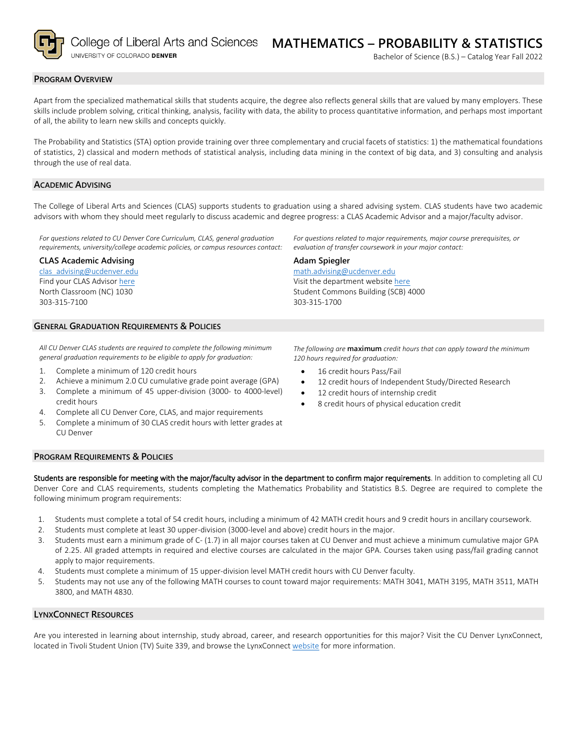College of Liberal Arts and Sciences
UNIVERSITY OF COLORADO **DENVER**

# MATHEMATICS – PROBABILITY & STATISTICS

Bachelor of Science (B.S.) – Catalog Year Fall 2022

## Program Overview

Apart from the specialized mathematical skills that students acquire, the degree also reflects general skills that are valued by many employers. These skills include problem solving, critical thinking, analysis, facility with data, the ability to process quantitative information, and perhaps most important of all, the ability to learn new skills and concepts quickly.

The Probability and Statistics (STA) option provide training over three complementary and crucial facets of statistics: 1) the mathematical foundations of statistics, 2) classical and modern methods of statistical analysis, including data mining in the context of big data, and 3) consulting and analysis through the use of real data.

## Academic Advising

The College of Liberal Arts and Sciences (CLAS) supports students to graduation using a shared advising system. CLAS students have two academic advisors with whom they should meet regularly to discuss academic and degree progress: a CLAS Academic Advisor and a major/faculty advisor.

*For questions related to CU Denver Core Curriculum, CLAS, general graduation requirements, university/college academic policies, or campus resources contact:*

**CLAS Academic Advising**
clas_advising@ucdenver.edu
Find your CLAS Advisor here
North Classroom (NC) 1030
303-315-7100

*For questions related to major requirements, major course prerequisites, or evaluation of transfer coursework in your major contact:*

**Adam Spiegler**
math.advising@ucdenver.edu
Visit the department website here
Student Commons Building (SCB) 4000
303-315-1700

## General Graduation Requirements & Policies

*All CU Denver CLAS students are required to complete the following minimum general graduation requirements to be eligible to apply for graduation:*

1. Complete a minimum of 120 credit hours
2. Achieve a minimum 2.0 CU cumulative grade point average (GPA)
3. Complete a minimum of 45 upper-division (3000- to 4000-level) credit hours
4. Complete all CU Denver Core, CLAS, and major requirements
5. Complete a minimum of 30 CLAS credit hours with letter grades at CU Denver

*The following are* **maximum** *credit hours that can apply toward the minimum 120 hours required for graduation:*

- 16 credit hours Pass/Fail
- 12 credit hours of Independent Study/Directed Research
- 12 credit hours of internship credit
- 8 credit hours of physical education credit

## Program Requirements & Policies

**Students are responsible for meeting with the major/faculty advisor in the department to confirm major requirements**. In addition to completing all CU Denver Core and CLAS requirements, students completing the Mathematics Probability and Statistics B.S. Degree are required to complete the following minimum program requirements:

1. Students must complete a total of 54 credit hours, including a minimum of 42 MATH credit hours and 9 credit hours in ancillary coursework.
2. Students must complete at least 30 upper-division (3000-level and above) credit hours in the major.
3. Students must earn a minimum grade of C- (1.7) in all major courses taken at CU Denver and must achieve a minimum cumulative major GPA of 2.25. All graded attempts in required and elective courses are calculated in the major GPA. Courses taken using pass/fail grading cannot apply to major requirements.
4. Students must complete a minimum of 15 upper-division level MATH credit hours with CU Denver faculty.
5. Students may not use any of the following MATH courses to count toward major requirements: MATH 3041, MATH 3195, MATH 3511, MATH 3800, and MATH 4830.

## LynxConnect Resources

Are you interested in learning about internship, study abroad, career, and research opportunities for this major? Visit the CU Denver LynxConnect, located in Tivoli Student Union (TV) Suite 339, and browse the LynxConnect website for more information.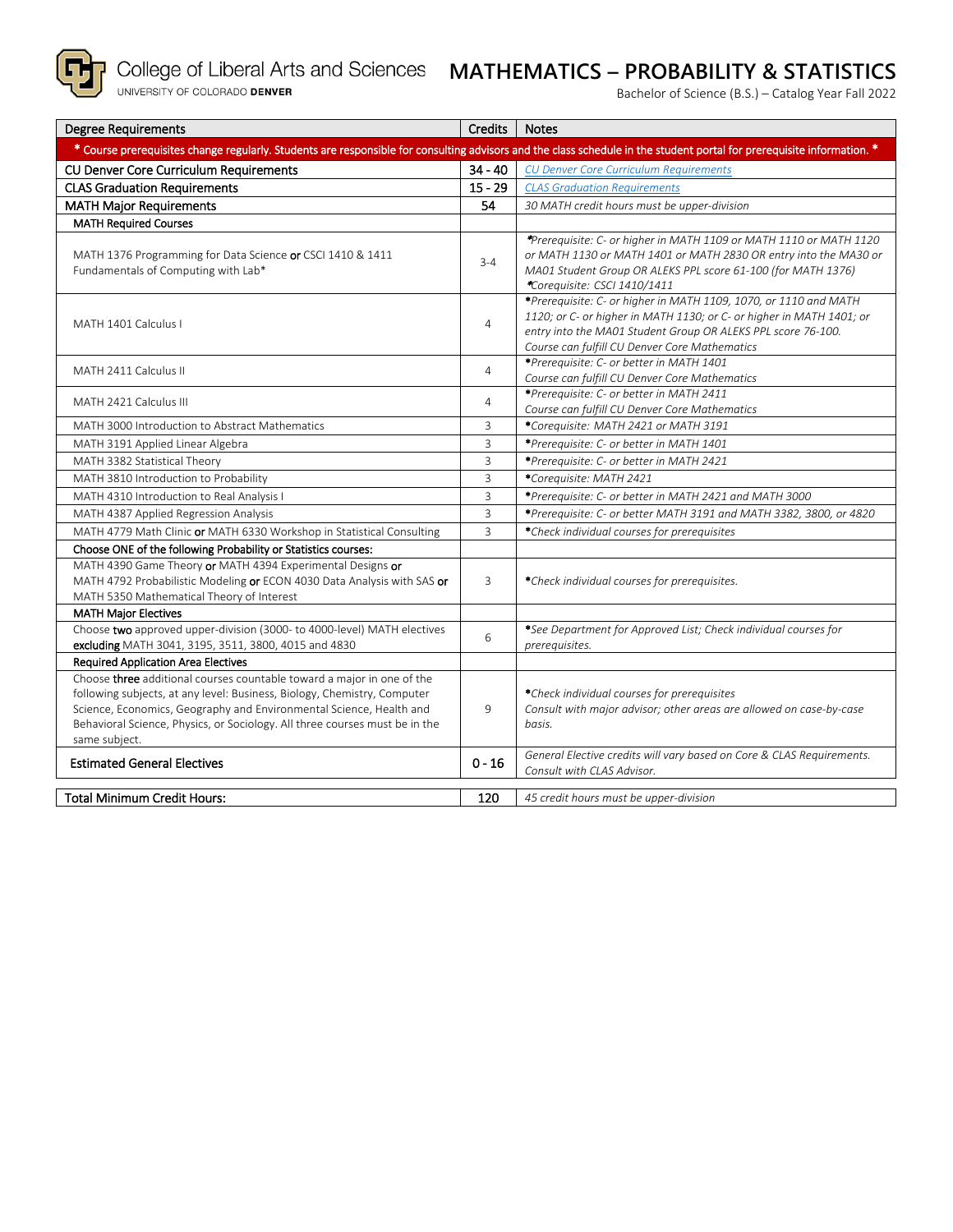College of Liberal Arts and Sciences
UNIVERSITY OF COLORADO DENVER

# MATHEMATICS – PROBABILITY & STATISTICS

Bachelor of Science (B.S.) – Catalog Year Fall 2022

| Degree Requirements | Credits | Notes |
|---|---|---|
| * Course prerequisites change regularly. Students are responsible for consulting advisors and the class schedule in the student portal for prerequisite information. * | | |
| CU Denver Core Curriculum Requirements | 34 - 40 | *CU Denver Core Curriculum Requirements* |
| CLAS Graduation Requirements | 15 - 29 | *CLAS Graduation Requirements* |
| MATH Major Requirements | 54 | *30 MATH credit hours must be upper-division* |
| MATH Required Courses | | |
| MATH 1376 Programming for Data Science **or** CSCI 1410 & 1411 Fundamentals of Computing with Lab* | 3-4 | *\*Prerequisite: C- or higher in MATH 1109 or MATH 1110 or MATH 1120 or MATH 1130 or MATH 1401 or MATH 2830 OR entry into the MA30 or MA01 Student Group OR ALEKS PPL score 61-100 (for MATH 1376)* *\*Corequisite: CSCI 1410/1411* |
| MATH 1401 Calculus I | 4 | *\*Prerequisite: C- or higher in MATH 1109, 1070, or 1110 and MATH 1120; or C- or higher in MATH 1130; or C- or higher in MATH 1401; or entry into the MA01 Student Group OR ALEKS PPL score 76-100. Course can fulfill CU Denver Core Mathematics* |
| MATH 2411 Calculus II | 4 | *\*Prerequisite: C- or better in MATH 1401 Course can fulfill CU Denver Core Mathematics* |
| MATH 2421 Calculus III | 4 | *\*Prerequisite: C- or better in MATH 2411 Course can fulfill CU Denver Core Mathematics* |
| MATH 3000 Introduction to Abstract Mathematics | 3 | *\*Corequisite: MATH 2421 or MATH 3191* |
| MATH 3191 Applied Linear Algebra | 3 | *\*Prerequisite: C- or better in MATH 1401* |
| MATH 3382 Statistical Theory | 3 | *\*Prerequisite: C- or better in MATH 2421* |
| MATH 3810 Introduction to Probability | 3 | *\*Corequisite: MATH 2421* |
| MATH 4310 Introduction to Real Analysis I | 3 | *\*Prerequisite: C- or better in MATH 2421 and MATH 3000* |
| MATH 4387 Applied Regression Analysis | 3 | *\*Prerequisite: C- or better MATH 3191 and MATH 3382, 3800, or 4820* |
| MATH 4779 Math Clinic **or** MATH 6330 Workshop in Statistical Consulting | 3 | *\*Check individual courses for prerequisites* |
| Choose ONE of the following Probability or Statistics courses: | | |
| MATH 4390 Game Theory **or** MATH 4394 Experimental Designs **or** MATH 4792 Probabilistic Modeling **or** ECON 4030 Data Analysis with SAS **or** MATH 5350 Mathematical Theory of Interest | 3 | *\*Check individual courses for prerequisites.* |
| MATH Major Electives | | |
| Choose **two** approved upper-division (3000- to 4000-level) MATH electives **excluding** MATH 3041, 3195, 3511, 3800, 4015 and 4830 | 6 | *\*See Department for Approved List; Check individual courses for prerequisites.* |
| Required Application Area Electives | | |
| Choose **three** additional courses countable toward a major in one of the following subjects, at any level: Business, Biology, Chemistry, Computer Science, Economics, Geography and Environmental Science, Health and Behavioral Science, Physics, or Sociology. All three courses must be in the same subject. | 9 | *\*Check individual courses for prerequisites* *Consult with major advisor; other areas are allowed on case-by-case basis.* |
| Estimated General Electives | 0 - 16 | *General Elective credits will vary based on Core & CLAS Requirements. Consult with CLAS Advisor.* |
| Total Minimum Credit Hours: | 120 | *45 credit hours must be upper-division* |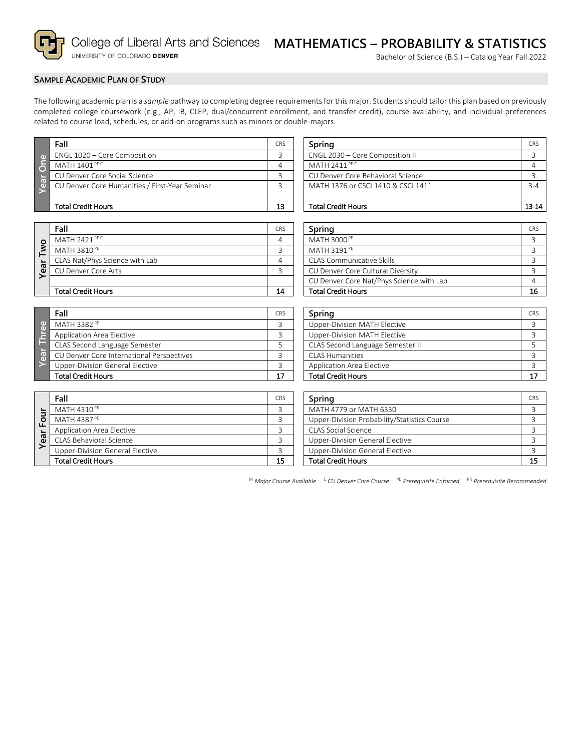# MATHEMATICS – PROBABILITY & STATISTICS

Bachelor of Science (B.S.) – Catalog Year Fall 2022

College of Liberal Arts and Sciences
UNIVERSITY OF COLORADO DENVER

## SAMPLE ACADEMIC PLAN OF STUDY

The following academic plan is a *sample* pathway to completing degree requirements for this major. Students should tailor this plan based on previously completed college coursework (e.g., AP, IB, CLEP, dual/concurrent enrollment, and transfer credit), course availability, and individual preferences related to course load, schedules, or add-on programs such as minors or double-majors.

### Year One

| Fall | CRS |
|---|---|
| ENGL 1020 – Core Composition I | 3 |
| MATH 1401 [PE C] | 4 |
| CU Denver Core Social Science | 3 |
| CU Denver Core Humanities / First-Year Seminar | 3 |
| **Total Credit Hours** | **13** |

| Spring | CRS |
|---|---|
| ENGL 2030 – Core Composition II | 3 |
| MATH 2411 [PE C] | 4 |
| CU Denver Core Behavioral Science | 3 |
| MATH 1376 or CSCI 1410 & CSCI 1411 | 3-4 |
| **Total Credit Hours** | **13-14** |

### Year Two

| Fall | CRS |
|---|---|
| MATH 2421 [PE C] | 4 |
| MATH 3810 [PE] | 3 |
| CLAS Nat/Phys Science with Lab | 4 |
| CU Denver Core Arts | 3 |
| **Total Credit Hours** | **14** |

| Spring | CRS |
|---|---|
| MATH 3000 [PE] | 3 |
| MATH 3191 [PE] | 3 |
| CLAS Communicative Skills | 3 |
| CU Denver Core Cultural Diversity | 3 |
| CU Denver Core Nat/Phys Science with Lab | 4 |
| **Total Credit Hours** | **16** |

### Year Three

| Fall | CRS |
|---|---|
| MATH 3382 [PE] | 3 |
| Application Area Elective | 3 |
| CLAS Second Language Semester I | 5 |
| CU Denver Core International Perspectives | 3 |
| Upper-Division General Elective | 3 |
| **Total Credit Hours** | **17** |

| Spring | CRS |
|---|---|
| Upper-Division MATH Elective | 3 |
| Upper-Division MATH Elective | 3 |
| CLAS Second Language Semester II | 5 |
| CLAS Humanities | 3 |
| Application Area Elective | 3 |
| **Total Credit Hours** | **17** |

### Year Four

| Fall | CRS |
|---|---|
| MATH 4310 [PE] | 3 |
| MATH 4387 [PE] | 3 |
| Application Area Elective | 3 |
| CLAS Behavioral Science | 3 |
| Upper-Division General Elective | 3 |
| **Total Credit Hours** | **15** |

| Spring | CRS |
|---|---|
| MATH 4779 or MATH 6330 | 3 |
| Upper-Division Probability/Statistics Course | 3 |
| CLAS Social Science | 3 |
| Upper-Division General Elective | 3 |
| Upper-Division General Elective | 3 |
| **Total Credit Hours** | **15** |

[M] *Major Course Available* [C] *CU Denver Core Course* [PE] *Prerequisite Enforced* [PR] *Prerequisite Recommended*